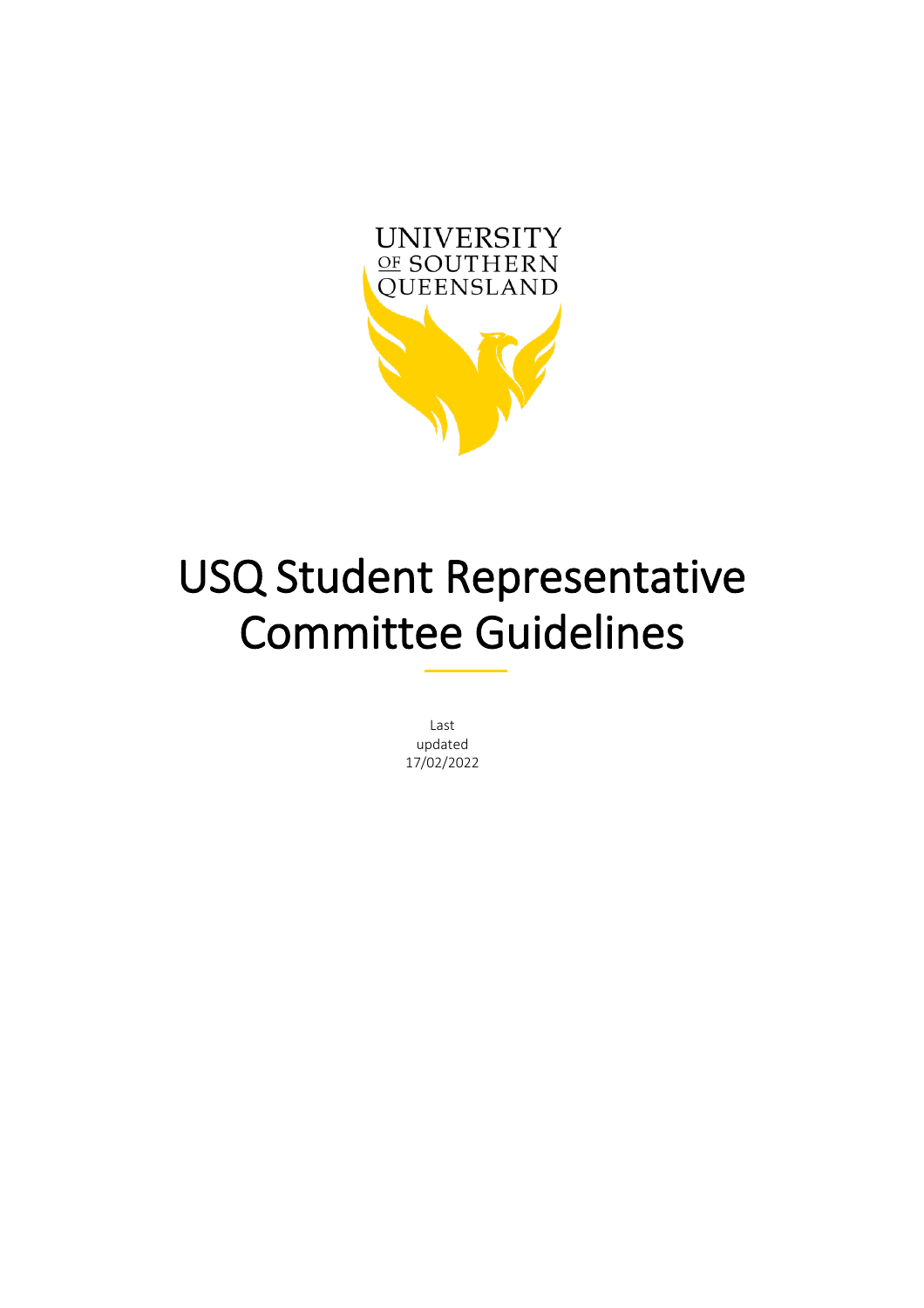UNIVERSITY OF SOUTHERN QUEENSLAND

# USQ Student Representative Committee Guidelines

Last updated 17/02/2022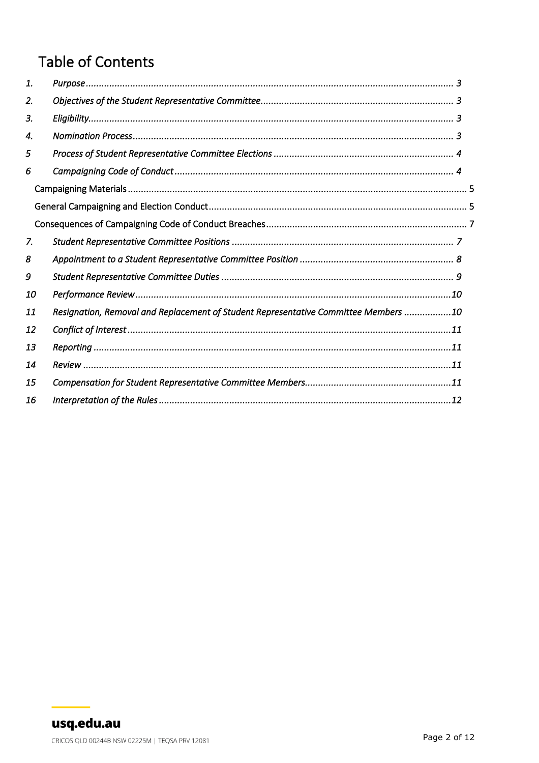# Table of Contents

| | | |
|---|---|---|
| *1.* | *Purpose* | *3* |
| *2.* | *Objectives of the Student Representative Committee* | *3* |
| *3.* | *Eligibility* | *3* |
| *4.* | *Nomination Process* | *3* |
| *5* | *Process of Student Representative Committee Elections* | *4* |
| *6* | *Campaigning Code of Conduct* | *4* |
| | Campaigning Materials | 5 |
| | General Campaigning and Election Conduct | 5 |
| | Consequences of Campaigning Code of Conduct Breaches | 7 |
| *7.* | *Student Representative Committee Positions* | *7* |
| *8* | *Appointment to a Student Representative Committee Position* | *8* |
| *9* | *Student Representative Committee Duties* | *9* |
| *10* | *Performance Review* | *10* |
| *11* | *Resignation, Removal and Replacement of Student Representative Committee Members* | *10* |
| *12* | *Conflict of Interest* | *11* |
| *13* | *Reporting* | *11* |
| *14* | *Review* | *11* |
| *15* | *Compensation for Student Representative Committee Members* | *11* |
| *16* | *Interpretation of the Rules* | *12* |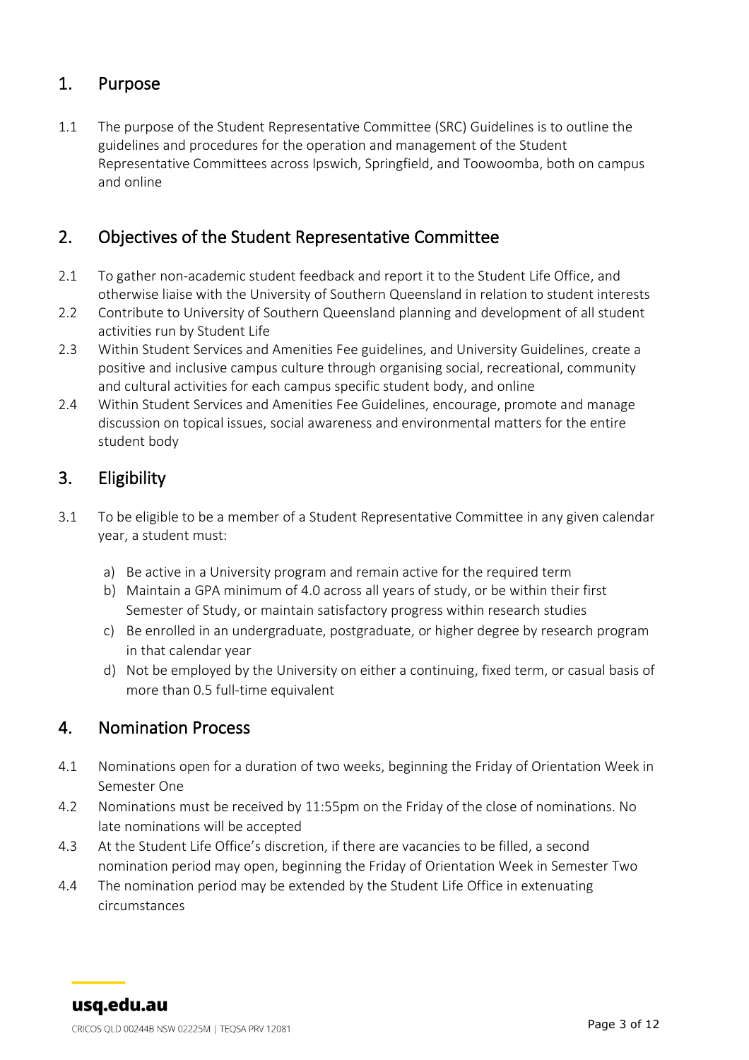## 1. Purpose

1.1 The purpose of the Student Representative Committee (SRC) Guidelines is to outline the guidelines and procedures for the operation and management of the Student Representative Committees across Ipswich, Springfield, and Toowoomba, both on campus and online

## 2. Objectives of the Student Representative Committee

2.1 To gather non-academic student feedback and report it to the Student Life Office, and otherwise liaise with the University of Southern Queensland in relation to student interests

2.2 Contribute to University of Southern Queensland planning and development of all student activities run by Student Life

2.3 Within Student Services and Amenities Fee guidelines, and University Guidelines, create a positive and inclusive campus culture through organising social, recreational, community and cultural activities for each campus specific student body, and online

2.4 Within Student Services and Amenities Fee Guidelines, encourage, promote and manage discussion on topical issues, social awareness and environmental matters for the entire student body

## 3. Eligibility

3.1 To be eligible to be a member of a Student Representative Committee in any given calendar year, a student must:

a) Be active in a University program and remain active for the required term
b) Maintain a GPA minimum of 4.0 across all years of study, or be within their first Semester of Study, or maintain satisfactory progress within research studies
c) Be enrolled in an undergraduate, postgraduate, or higher degree by research program in that calendar year
d) Not be employed by the University on either a continuing, fixed term, or casual basis of more than 0.5 full-time equivalent

## 4. Nomination Process

4.1 Nominations open for a duration of two weeks, beginning the Friday of Orientation Week in Semester One

4.2 Nominations must be received by 11:55pm on the Friday of the close of nominations. No late nominations will be accepted

4.3 At the Student Life Office's discretion, if there are vacancies to be filled, a second nomination period may open, beginning the Friday of Orientation Week in Semester Two

4.4 The nomination period may be extended by the Student Life Office in extenuating circumstances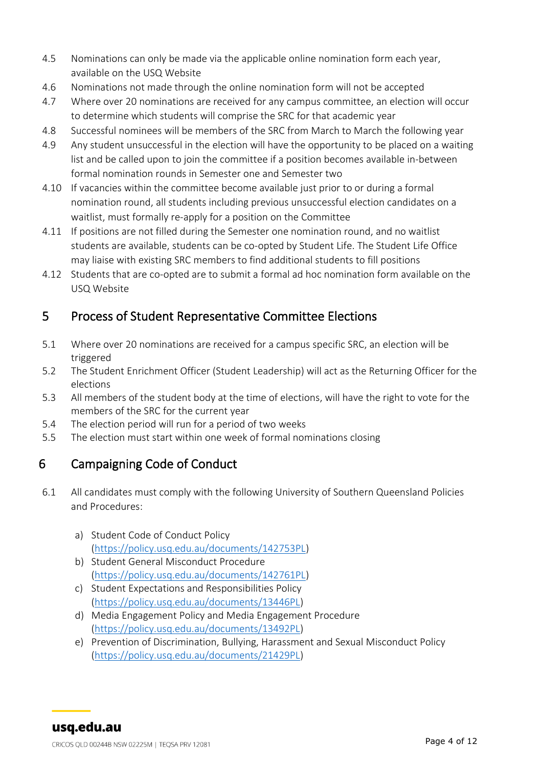4.5 Nominations can only be made via the applicable online nomination form each year, available on the USQ Website

4.6 Nominations not made through the online nomination form will not be accepted

4.7 Where over 20 nominations are received for any campus committee, an election will occur to determine which students will comprise the SRC for that academic year

4.8 Successful nominees will be members of the SRC from March to March the following year

4.9 Any student unsuccessful in the election will have the opportunity to be placed on a waiting list and be called upon to join the committee if a position becomes available in-between formal nomination rounds in Semester one and Semester two

4.10 If vacancies within the committee become available just prior to or during a formal nomination round, all students including previous unsuccessful election candidates on a waitlist, must formally re-apply for a position on the Committee

4.11 If positions are not filled during the Semester one nomination round, and no waitlist students are available, students can be co-opted by Student Life. The Student Life Office may liaise with existing SRC members to find additional students to fill positions

4.12 Students that are co-opted are to submit a formal ad hoc nomination form available on the USQ Website

## 5 Process of Student Representative Committee Elections

5.1 Where over 20 nominations are received for a campus specific SRC, an election will be triggered

5.2 The Student Enrichment Officer (Student Leadership) will act as the Returning Officer for the elections

5.3 All members of the student body at the time of elections, will have the right to vote for the members of the SRC for the current year

5.4 The election period will run for a period of two weeks

5.5 The election must start within one week of formal nominations closing

## 6 Campaigning Code of Conduct

6.1 All candidates must comply with the following University of Southern Queensland Policies and Procedures:

a) Student Code of Conduct Policy (https://policy.usq.edu.au/documents/142753PL)
b) Student General Misconduct Procedure (https://policy.usq.edu.au/documents/142761PL)
c) Student Expectations and Responsibilities Policy (https://policy.usq.edu.au/documents/13446PL)
d) Media Engagement Policy and Media Engagement Procedure (https://policy.usq.edu.au/documents/13492PL)
e) Prevention of Discrimination, Bullying, Harassment and Sexual Misconduct Policy (https://policy.usq.edu.au/documents/21429PL)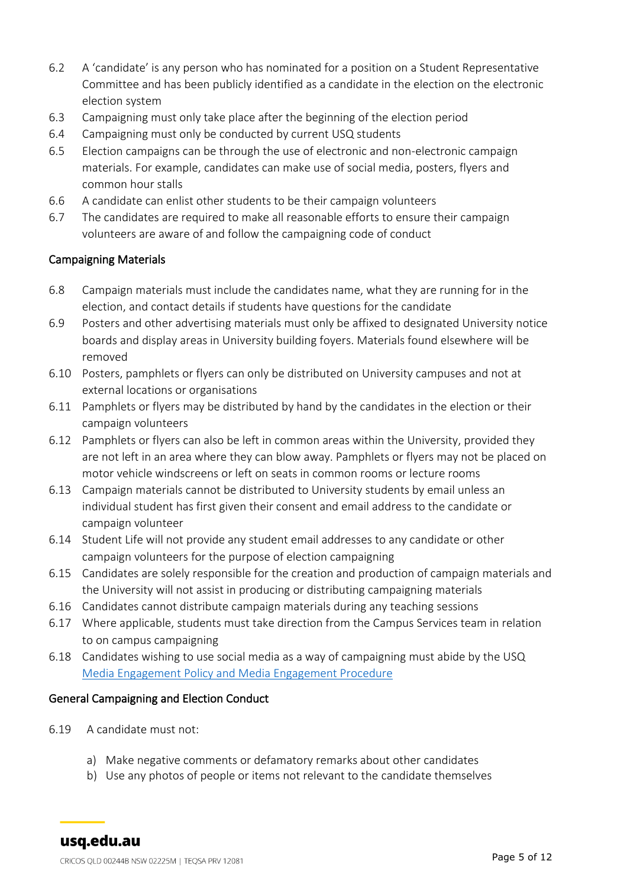6.2 A 'candidate' is any person who has nominated for a position on a Student Representative Committee and has been publicly identified as a candidate in the election on the electronic election system

6.3 Campaigning must only take place after the beginning of the election period

6.4 Campaigning must only be conducted by current USQ students

6.5 Election campaigns can be through the use of electronic and non-electronic campaign materials. For example, candidates can make use of social media, posters, flyers and common hour stalls

6.6 A candidate can enlist other students to be their campaign volunteers

6.7 The candidates are required to make all reasonable efforts to ensure their campaign volunteers are aware of and follow the campaigning code of conduct

### Campaigning Materials

6.8 Campaign materials must include the candidates name, what they are running for in the election, and contact details if students have questions for the candidate

6.9 Posters and other advertising materials must only be affixed to designated University notice boards and display areas in University building foyers. Materials found elsewhere will be removed

6.10 Posters, pamphlets or flyers can only be distributed on University campuses and not at external locations or organisations

6.11 Pamphlets or flyers may be distributed by hand by the candidates in the election or their campaign volunteers

6.12 Pamphlets or flyers can also be left in common areas within the University, provided they are not left in an area where they can blow away. Pamphlets or flyers may not be placed on motor vehicle windscreens or left on seats in common rooms or lecture rooms

6.13 Campaign materials cannot be distributed to University students by email unless an individual student has first given their consent and email address to the candidate or campaign volunteer

6.14 Student Life will not provide any student email addresses to any candidate or other campaign volunteers for the purpose of election campaigning

6.15 Candidates are solely responsible for the creation and production of campaign materials and the University will not assist in producing or distributing campaigning materials

6.16 Candidates cannot distribute campaign materials during any teaching sessions

6.17 Where applicable, students must take direction from the Campus Services team in relation to on campus campaigning

6.18 Candidates wishing to use social media as a way of campaigning must abide by the USQ Media Engagement Policy and Media Engagement Procedure

### General Campaigning and Election Conduct

6.19 A candidate must not:

a) Make negative comments or defamatory remarks about other candidates
b) Use any photos of people or items not relevant to the candidate themselves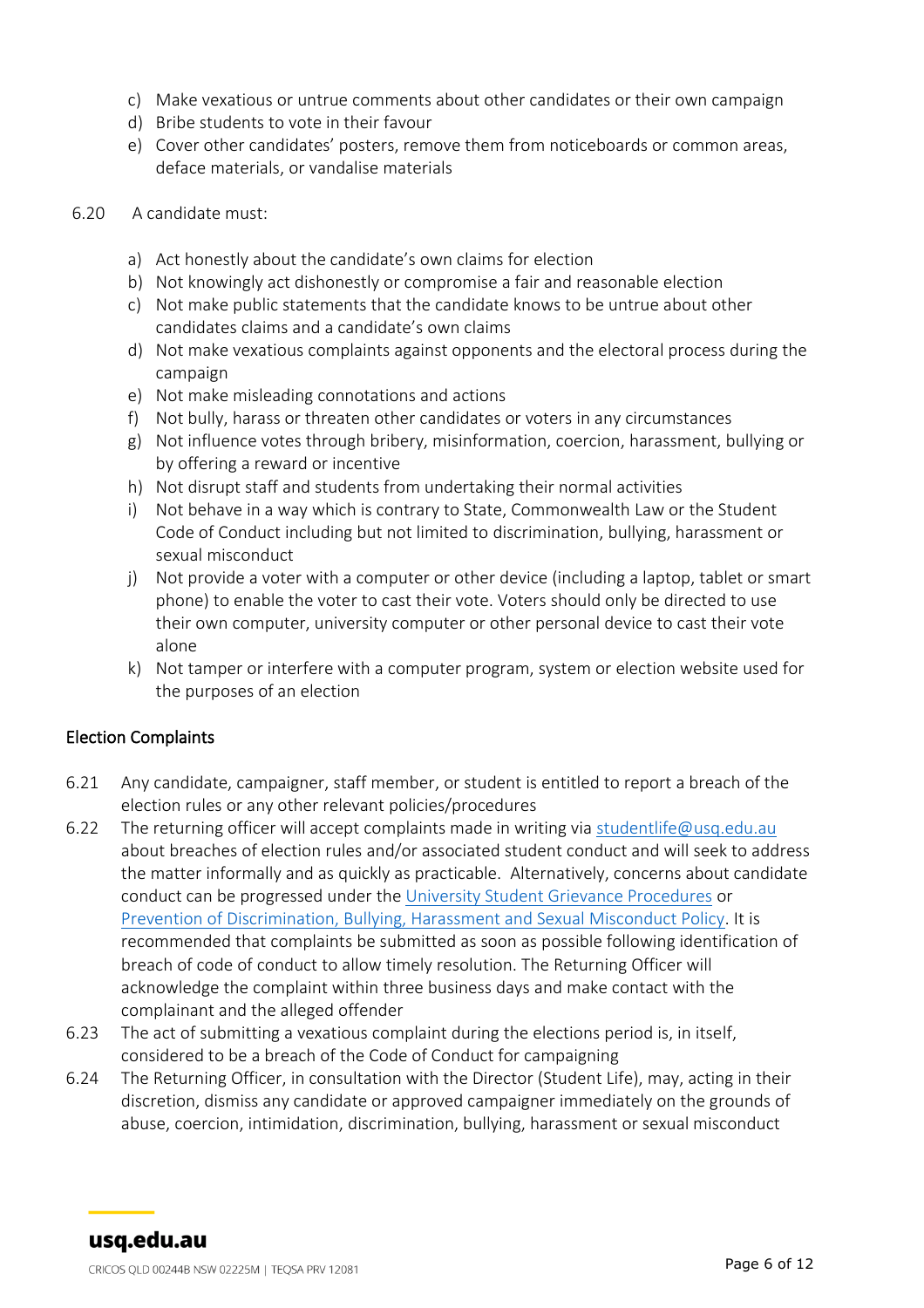c) Make vexatious or untrue comments about other candidates or their own campaign
d) Bribe students to vote in their favour
e) Cover other candidates' posters, remove them from noticeboards or common areas, deface materials, or vandalise materials

6.20 A candidate must:

a) Act honestly about the candidate's own claims for election
b) Not knowingly act dishonestly or compromise a fair and reasonable election
c) Not make public statements that the candidate knows to be untrue about other candidates claims and a candidate's own claims
d) Not make vexatious complaints against opponents and the electoral process during the campaign
e) Not make misleading connotations and actions
f) Not bully, harass or threaten other candidates or voters in any circumstances
g) Not influence votes through bribery, misinformation, coercion, harassment, bullying or by offering a reward or incentive
h) Not disrupt staff and students from undertaking their normal activities
i) Not behave in a way which is contrary to State, Commonwealth Law or the Student Code of Conduct including but not limited to discrimination, bullying, harassment or sexual misconduct
j) Not provide a voter with a computer or other device (including a laptop, tablet or smart phone) to enable the voter to cast their vote. Voters should only be directed to use their own computer, university computer or other personal device to cast their vote alone
k) Not tamper or interfere with a computer program, system or election website used for the purposes of an election

## Election Complaints

6.21 Any candidate, campaigner, staff member, or student is entitled to report a breach of the election rules or any other relevant policies/procedures

6.22 The returning officer will accept complaints made in writing via studentlife@usq.edu.au about breaches of election rules and/or associated student conduct and will seek to address the matter informally and as quickly as practicable. Alternatively, concerns about candidate conduct can be progressed under the University Student Grievance Procedures or Prevention of Discrimination, Bullying, Harassment and Sexual Misconduct Policy. It is recommended that complaints be submitted as soon as possible following identification of breach of code of conduct to allow timely resolution. The Returning Officer will acknowledge the complaint within three business days and make contact with the complainant and the alleged offender

6.23 The act of submitting a vexatious complaint during the elections period is, in itself, considered to be a breach of the Code of Conduct for campaigning

6.24 The Returning Officer, in consultation with the Director (Student Life), may, acting in their discretion, dismiss any candidate or approved campaigner immediately on the grounds of abuse, coercion, intimidation, discrimination, bullying, harassment or sexual misconduct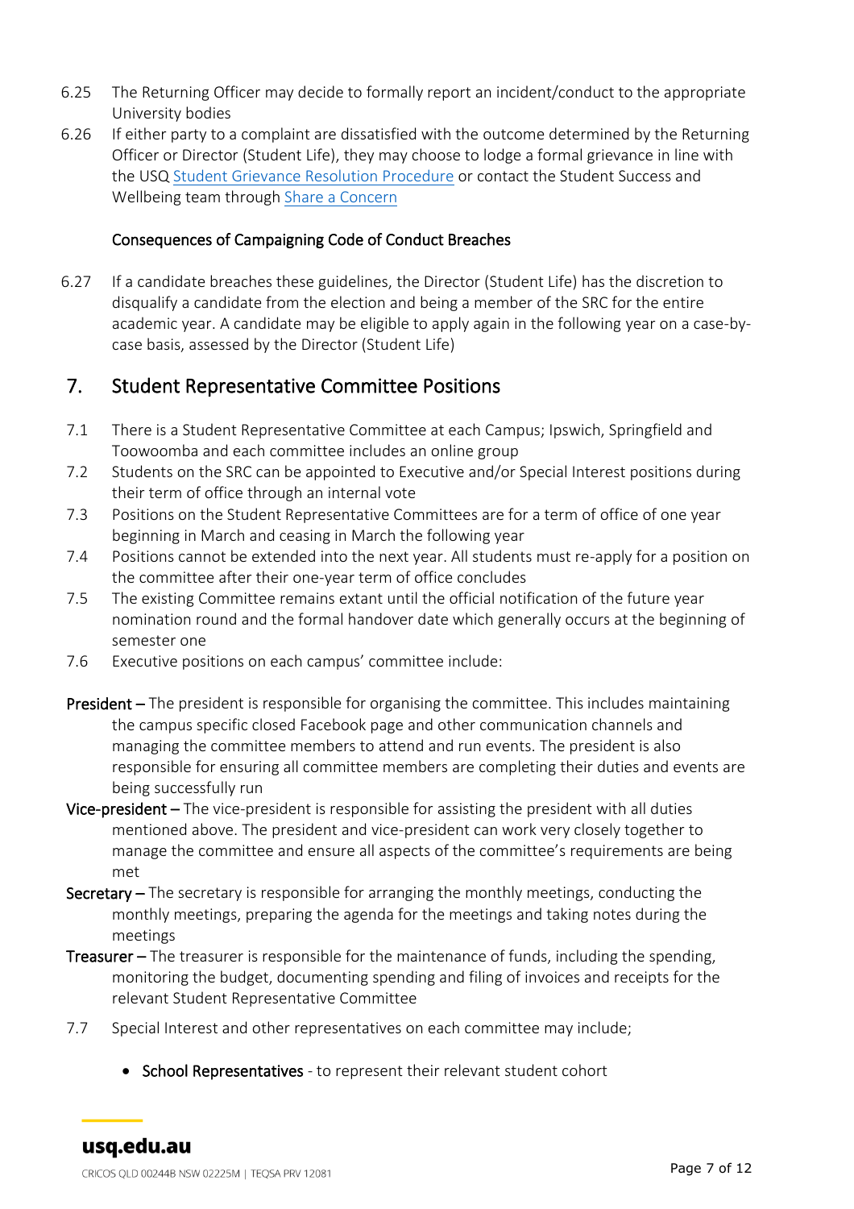6.25 The Returning Officer may decide to formally report an incident/conduct to the appropriate University bodies

6.26 If either party to a complaint are dissatisfied with the outcome determined by the Returning Officer or Director (Student Life), they may choose to lodge a formal grievance in line with the USQ Student Grievance Resolution Procedure or contact the Student Success and Wellbeing team through Share a Concern

### Consequences of Campaigning Code of Conduct Breaches

6.27 If a candidate breaches these guidelines, the Director (Student Life) has the discretion to disqualify a candidate from the election and being a member of the SRC for the entire academic year. A candidate may be eligible to apply again in the following year on a case-by-case basis, assessed by the Director (Student Life)

## 7. Student Representative Committee Positions

7.1 There is a Student Representative Committee at each Campus; Ipswich, Springfield and Toowoomba and each committee includes an online group

7.2 Students on the SRC can be appointed to Executive and/or Special Interest positions during their term of office through an internal vote

7.3 Positions on the Student Representative Committees are for a term of office of one year beginning in March and ceasing in March the following year

7.4 Positions cannot be extended into the next year. All students must re-apply for a position on the committee after their one-year term of office concludes

7.5 The existing Committee remains extant until the official notification of the future year nomination round and the formal handover date which generally occurs at the beginning of semester one

7.6 Executive positions on each campus' committee include:

**President –** The president is responsible for organising the committee. This includes maintaining the campus specific closed Facebook page and other communication channels and managing the committee members to attend and run events. The president is also responsible for ensuring all committee members are completing their duties and events are being successfully run

**Vice-president –** The vice-president is responsible for assisting the president with all duties mentioned above. The president and vice-president can work very closely together to manage the committee and ensure all aspects of the committee's requirements are being met

**Secretary –** The secretary is responsible for arranging the monthly meetings, conducting the monthly meetings, preparing the agenda for the meetings and taking notes during the meetings

**Treasurer –** The treasurer is responsible for the maintenance of funds, including the spending, monitoring the budget, documenting spending and filing of invoices and receipts for the relevant Student Representative Committee

7.7 Special Interest and other representatives on each committee may include;

- **School Representatives** - to represent their relevant student cohort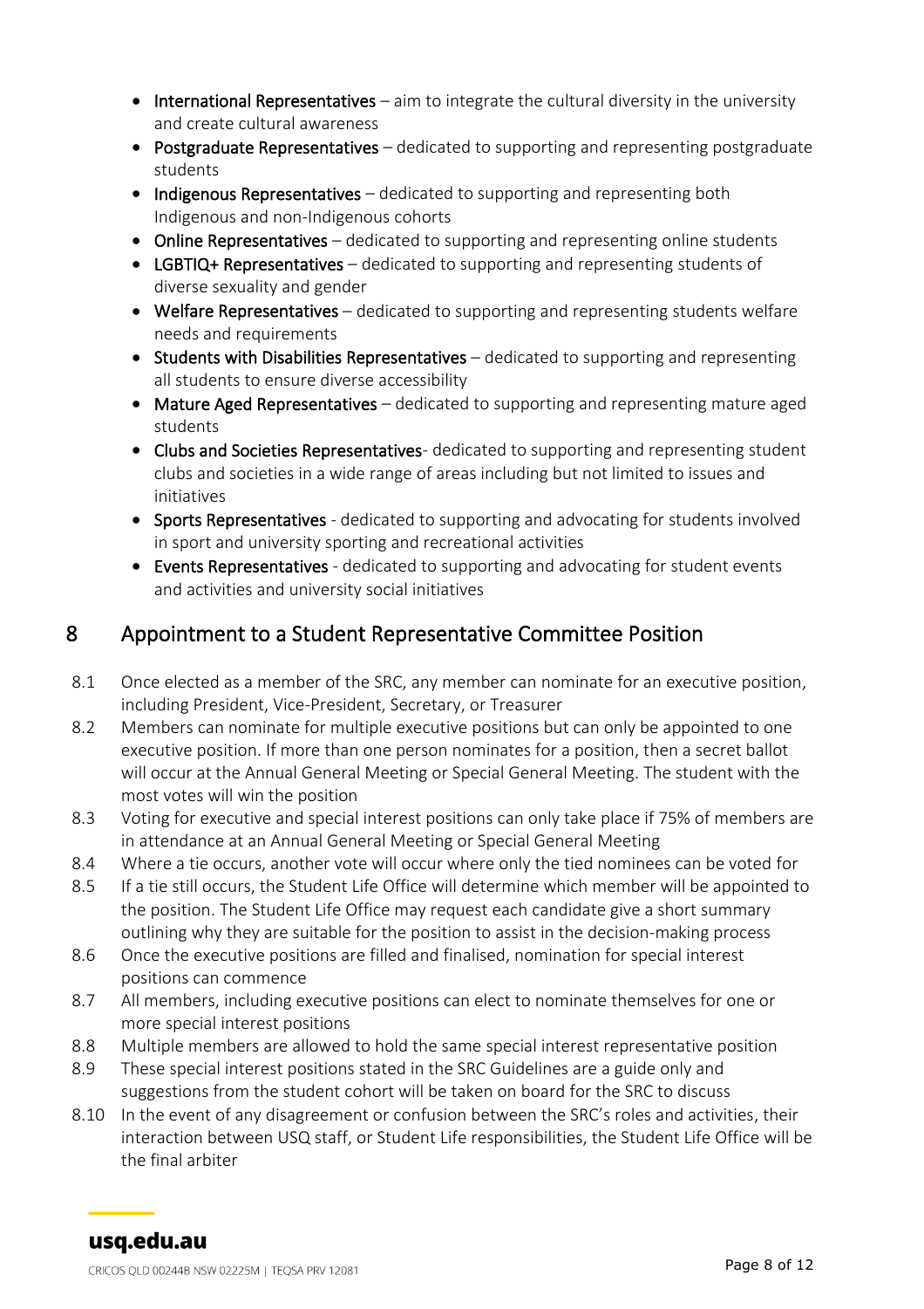- **International Representatives** – aim to integrate the cultural diversity in the university and create cultural awareness
- **Postgraduate Representatives** – dedicated to supporting and representing postgraduate students
- **Indigenous Representatives** – dedicated to supporting and representing both Indigenous and non-Indigenous cohorts
- **Online Representatives** – dedicated to supporting and representing online students
- **LGBTIQ+ Representatives** – dedicated to supporting and representing students of diverse sexuality and gender
- **Welfare Representatives** – dedicated to supporting and representing students welfare needs and requirements
- **Students with Disabilities Representatives** – dedicated to supporting and representing all students to ensure diverse accessibility
- **Mature Aged Representatives** – dedicated to supporting and representing mature aged students
- **Clubs and Societies Representatives**- dedicated to supporting and representing student clubs and societies in a wide range of areas including but not limited to issues and initiatives
- **Sports Representatives** - dedicated to supporting and advocating for students involved in sport and university sporting and recreational activities
- **Events Representatives** - dedicated to supporting and advocating for student events and activities and university social initiatives

## 8 Appointment to a Student Representative Committee Position

8.1 Once elected as a member of the SRC, any member can nominate for an executive position, including President, Vice-President, Secretary, or Treasurer

8.2 Members can nominate for multiple executive positions but can only be appointed to one executive position. If more than one person nominates for a position, then a secret ballot will occur at the Annual General Meeting or Special General Meeting. The student with the most votes will win the position

8.3 Voting for executive and special interest positions can only take place if 75% of members are in attendance at an Annual General Meeting or Special General Meeting

8.4 Where a tie occurs, another vote will occur where only the tied nominees can be voted for

8.5 If a tie still occurs, the Student Life Office will determine which member will be appointed to the position. The Student Life Office may request each candidate give a short summary outlining why they are suitable for the position to assist in the decision-making process

8.6 Once the executive positions are filled and finalised, nomination for special interest positions can commence

8.7 All members, including executive positions can elect to nominate themselves for one or more special interest positions

8.8 Multiple members are allowed to hold the same special interest representative position

8.9 These special interest positions stated in the SRC Guidelines are a guide only and suggestions from the student cohort will be taken on board for the SRC to discuss

8.10 In the event of any disagreement or confusion between the SRC's roles and activities, their interaction between USQ staff, or Student Life responsibilities, the Student Life Office will be the final arbiter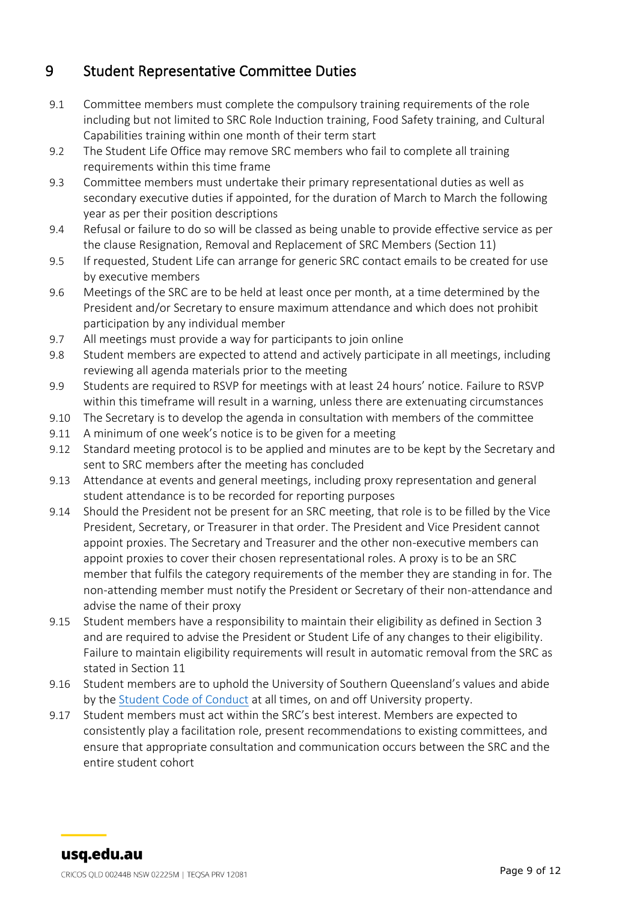## 9 Student Representative Committee Duties

9.1 Committee members must complete the compulsory training requirements of the role including but not limited to SRC Role Induction training, Food Safety training, and Cultural Capabilities training within one month of their term start

9.2 The Student Life Office may remove SRC members who fail to complete all training requirements within this time frame

9.3 Committee members must undertake their primary representational duties as well as secondary executive duties if appointed, for the duration of March to March the following year as per their position descriptions

9.4 Refusal or failure to do so will be classed as being unable to provide effective service as per the clause Resignation, Removal and Replacement of SRC Members (Section 11)

9.5 If requested, Student Life can arrange for generic SRC contact emails to be created for use by executive members

9.6 Meetings of the SRC are to be held at least once per month, at a time determined by the President and/or Secretary to ensure maximum attendance and which does not prohibit participation by any individual member

9.7 All meetings must provide a way for participants to join online

9.8 Student members are expected to attend and actively participate in all meetings, including reviewing all agenda materials prior to the meeting

9.9 Students are required to RSVP for meetings with at least 24 hours' notice. Failure to RSVP within this timeframe will result in a warning, unless there are extenuating circumstances

9.10 The Secretary is to develop the agenda in consultation with members of the committee

9.11 A minimum of one week's notice is to be given for a meeting

9.12 Standard meeting protocol is to be applied and minutes are to be kept by the Secretary and sent to SRC members after the meeting has concluded

9.13 Attendance at events and general meetings, including proxy representation and general student attendance is to be recorded for reporting purposes

9.14 Should the President not be present for an SRC meeting, that role is to be filled by the Vice President, Secretary, or Treasurer in that order. The President and Vice President cannot appoint proxies. The Secretary and Treasurer and the other non-executive members can appoint proxies to cover their chosen representational roles. A proxy is to be an SRC member that fulfils the category requirements of the member they are standing in for. The non-attending member must notify the President or Secretary of their non-attendance and advise the name of their proxy

9.15 Student members have a responsibility to maintain their eligibility as defined in Section 3 and are required to advise the President or Student Life of any changes to their eligibility. Failure to maintain eligibility requirements will result in automatic removal from the SRC as stated in Section 11

9.16 Student members are to uphold the University of Southern Queensland's values and abide by the Student Code of Conduct at all times, on and off University property.

9.17 Student members must act within the SRC's best interest. Members are expected to consistently play a facilitation role, present recommendations to existing committees, and ensure that appropriate consultation and communication occurs between the SRC and the entire student cohort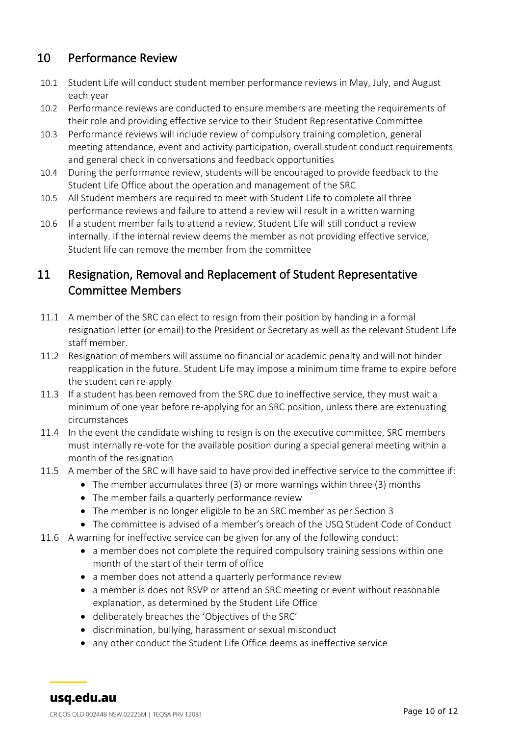## 10 Performance Review

10.1 Student Life will conduct student member performance reviews in May, July, and August each year

10.2 Performance reviews are conducted to ensure members are meeting the requirements of their role and providing effective service to their Student Representative Committee

10.3 Performance reviews will include review of compulsory training completion, general meeting attendance, event and activity participation, overall student conduct requirements and general check in conversations and feedback opportunities

10.4 During the performance review, students will be encouraged to provide feedback to the Student Life Office about the operation and management of the SRC

10.5 All Student members are required to meet with Student Life to complete all three performance reviews and failure to attend a review will result in a written warning

10.6 If a student member fails to attend a review, Student Life will still conduct a review internally. If the internal review deems the member as not providing effective service, Student life can remove the member from the committee

## 11 Resignation, Removal and Replacement of Student Representative Committee Members

11.1 A member of the SRC can elect to resign from their position by handing in a formal resignation letter (or email) to the President or Secretary as well as the relevant Student Life staff member.

11.2 Resignation of members will assume no financial or academic penalty and will not hinder reapplication in the future. Student Life may impose a minimum time frame to expire before the student can re-apply

11.3 If a student has been removed from the SRC due to ineffective service, they must wait a minimum of one year before re-applying for an SRC position, unless there are extenuating circumstances

11.4 In the event the candidate wishing to resign is on the executive committee, SRC members must internally re-vote for the available position during a special general meeting within a month of the resignation

11.5 A member of the SRC will have said to have provided ineffective service to the committee if:

- The member accumulates three (3) or more warnings within three (3) months
- The member fails a quarterly performance review
- The member is no longer eligible to be an SRC member as per Section 3
- The committee is advised of a member's breach of the USQ Student Code of Conduct

11.6 A warning for ineffective service can be given for any of the following conduct:

- a member does not complete the required compulsory training sessions within one month of the start of their term of office
- a member does not attend a quarterly performance review
- a member is does not RSVP or attend an SRC meeting or event without reasonable explanation, as determined by the Student Life Office
- deliberately breaches the 'Objectives of the SRC'
- discrimination, bullying, harassment or sexual misconduct
- any other conduct the Student Life Office deems as ineffective service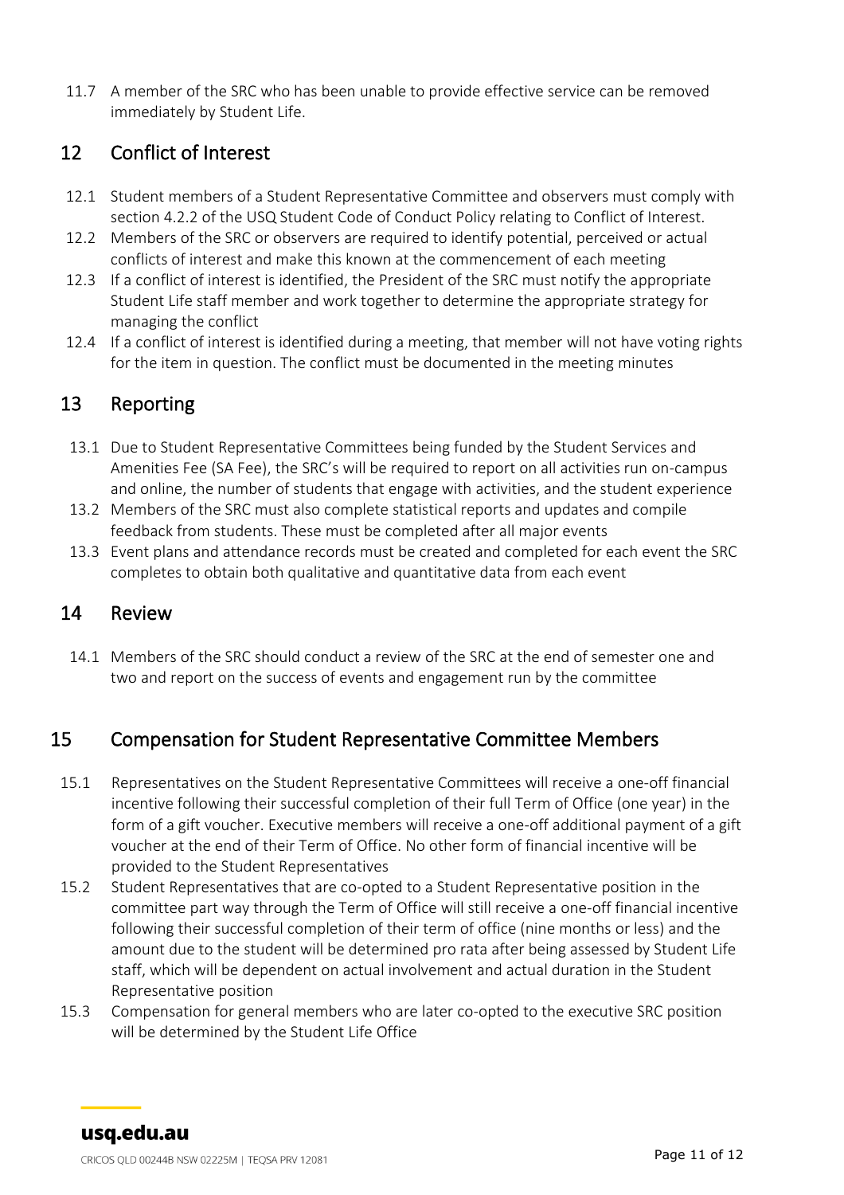11.7 A member of the SRC who has been unable to provide effective service can be removed immediately by Student Life.

## 12 Conflict of Interest

12.1 Student members of a Student Representative Committee and observers must comply with section 4.2.2 of the USQ Student Code of Conduct Policy relating to Conflict of Interest.

12.2 Members of the SRC or observers are required to identify potential, perceived or actual conflicts of interest and make this known at the commencement of each meeting

12.3 If a conflict of interest is identified, the President of the SRC must notify the appropriate Student Life staff member and work together to determine the appropriate strategy for managing the conflict

12.4 If a conflict of interest is identified during a meeting, that member will not have voting rights for the item in question. The conflict must be documented in the meeting minutes

## 13 Reporting

13.1 Due to Student Representative Committees being funded by the Student Services and Amenities Fee (SA Fee), the SRC's will be required to report on all activities run on-campus and online, the number of students that engage with activities, and the student experience

13.2 Members of the SRC must also complete statistical reports and updates and compile feedback from students. These must be completed after all major events

13.3 Event plans and attendance records must be created and completed for each event the SRC completes to obtain both qualitative and quantitative data from each event

## 14 Review

14.1 Members of the SRC should conduct a review of the SRC at the end of semester one and two and report on the success of events and engagement run by the committee

## 15 Compensation for Student Representative Committee Members

15.1 Representatives on the Student Representative Committees will receive a one-off financial incentive following their successful completion of their full Term of Office (one year) in the form of a gift voucher. Executive members will receive a one-off additional payment of a gift voucher at the end of their Term of Office. No other form of financial incentive will be provided to the Student Representatives

15.2 Student Representatives that are co-opted to a Student Representative position in the committee part way through the Term of Office will still receive a one-off financial incentive following their successful completion of their term of office (nine months or less) and the amount due to the student will be determined pro rata after being assessed by Student Life staff, which will be dependent on actual involvement and actual duration in the Student Representative position

15.3 Compensation for general members who are later co-opted to the executive SRC position will be determined by the Student Life Office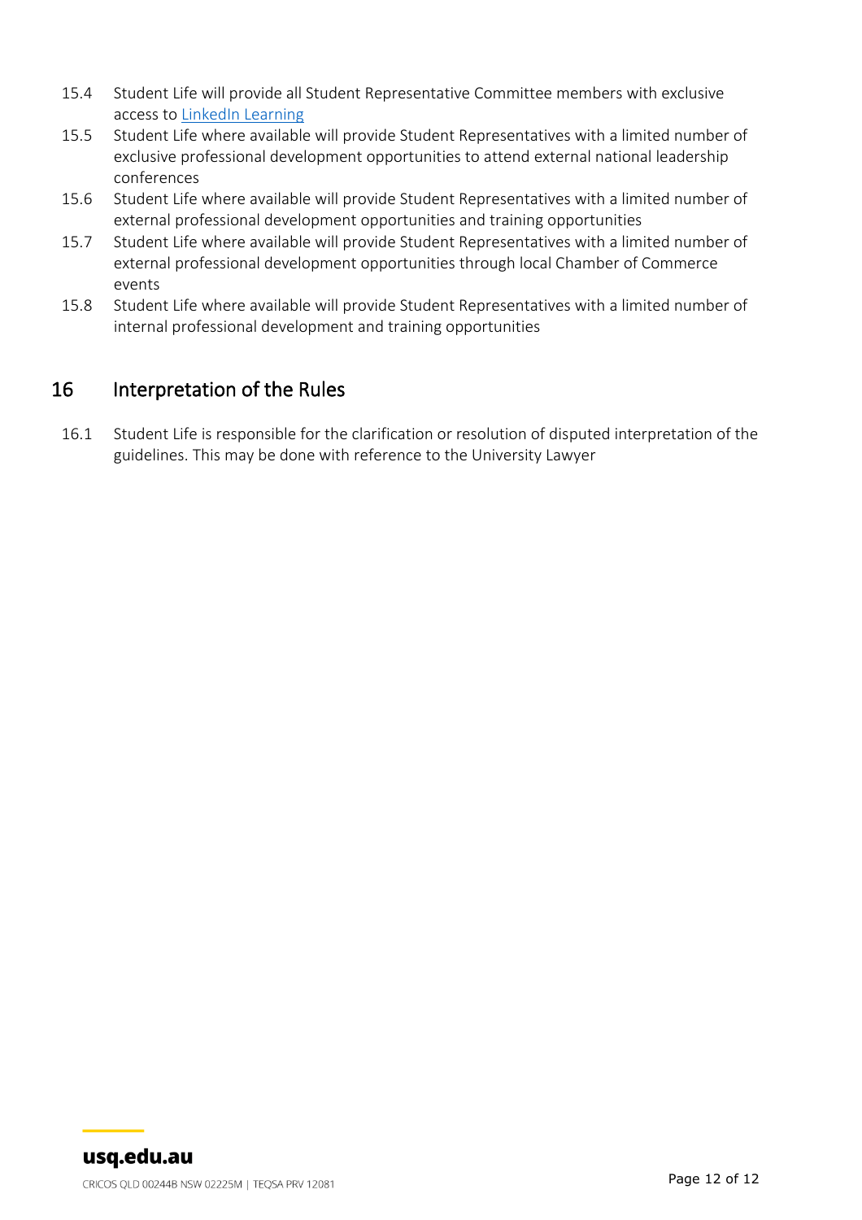15.4 Student Life will provide all Student Representative Committee members with exclusive access to [LinkedIn Learning](LinkedIn Learning)

15.5 Student Life where available will provide Student Representatives with a limited number of exclusive professional development opportunities to attend external national leadership conferences

15.6 Student Life where available will provide Student Representatives with a limited number of external professional development opportunities and training opportunities

15.7 Student Life where available will provide Student Representatives with a limited number of external professional development opportunities through local Chamber of Commerce events

15.8 Student Life where available will provide Student Representatives with a limited number of internal professional development and training opportunities

## 16 Interpretation of the Rules

16.1 Student Life is responsible for the clarification or resolution of disputed interpretation of the guidelines. This may be done with reference to the University Lawyer